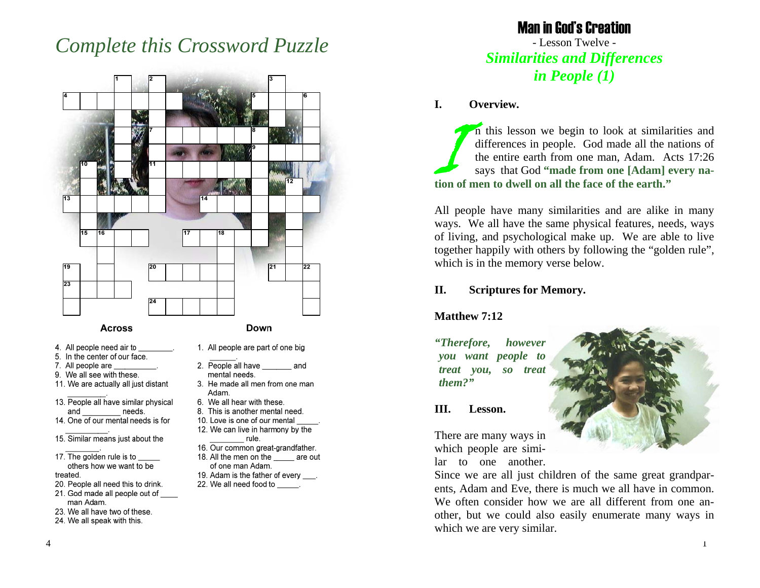# Complete this Crossword Puzzle

### Across

4. All people need air to ________.
5. In the center of our face.
7. All people are __________.
9. We all see with these.
11. We are actually all just distant _________.
13. People all have similar physical and _________ needs.
14. One of our mental needs is for __________.
15. Similar means just about the ________.
17. The golden rule is to _____ others how we want to be treated.
20. People all need this to drink.
21. God made all people out of ____ man Adam.
23. We all have two of these.
24. We all speak with this.

### Down

1. All people are part of one big ______.
2. People all have _______ and mental needs.
3. He made all men from one man Adam.
6. We all hear with these.
8. This is another mental need.
10. Love is one of our mental _____.
12. We can live in harmony by the ________ rule.
16. Our common great-grandfather.
18. All the men on the _____ are out of one man Adam.
19. Adam is the father of every ___.
22. We all need food to _____.

# Man in God's Creation

- Lesson Twelve -

## *Similarities and Differences in People (1)*

### I. Overview.

In this lesson we begin to look at similarities and differences in people. God made all the nations of the entire earth from one man, Adam. Acts 17:26 says that God **"made from one [Adam] every nation of men to dwell on all the face of the earth."**

All people have many similarities and are alike in many ways. We all have the same physical features, needs, ways of living, and psychological make up. We are able to live together happily with others by following the "golden rule", which is in the memory verse below.

### II. Scriptures for Memory.

**Matthew 7:12**

***"Therefore, however you want people to treat you, so treat them?"***

### III. Lesson.

There are many ways in which people are similar to one another. Since we are all just children of the same great grandparents, Adam and Eve, there is much we all have in common. We often consider how we are all different from one another, but we could also easily enumerate many ways in which we are very similar.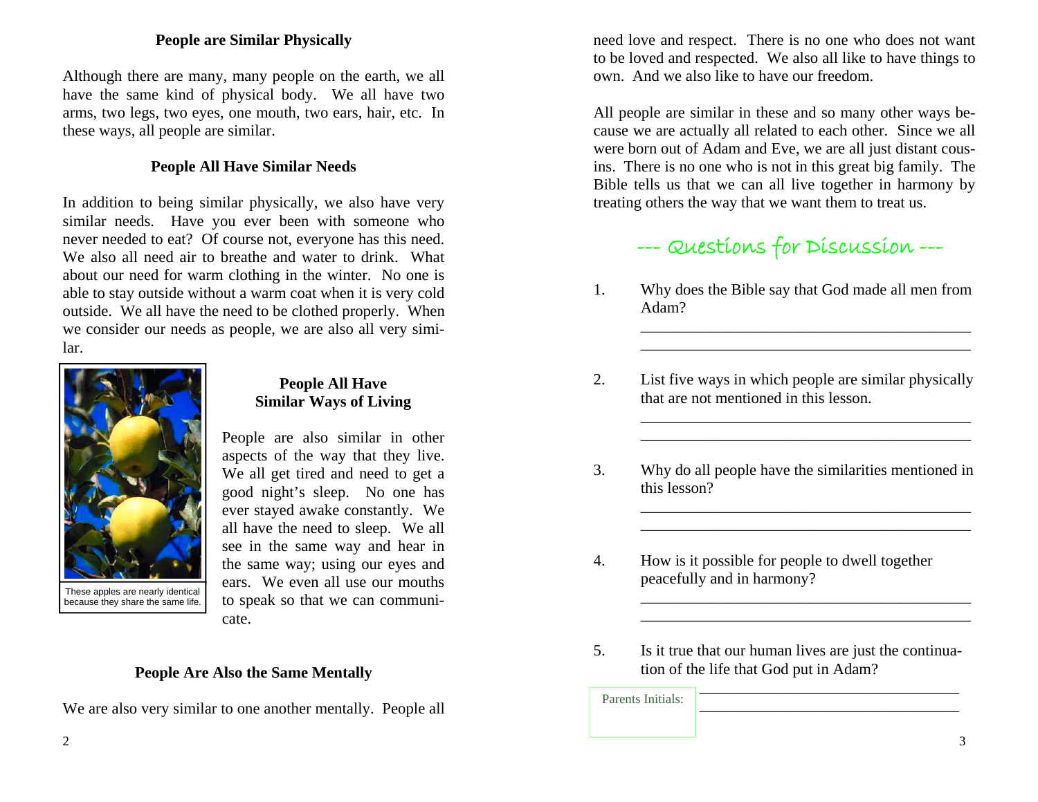### People are Similar Physically

Although there are many, many people on the earth, we all have the same kind of physical body. We all have two arms, two legs, two eyes, one mouth, two ears, hair, etc. In these ways, all people are similar.

### People All Have Similar Needs

In addition to being similar physically, we also have very similar needs. Have you ever been with someone who never needed to eat? Of course not, everyone has this need. We also all need air to breathe and water to drink. What about our need for warm clothing in the winter. No one is able to stay outside without a warm coat when it is very cold outside. We all have the need to be clothed properly. When we consider our needs as people, we are also all very similar.

These apples are nearly identical because they share the same life.

### People All Have Similar Ways of Living

People are also similar in other aspects of the way that they live. We all get tired and need to get a good night's sleep. No one has ever stayed awake constantly. We all have the need to sleep. We all see in the same way and hear in the same way; using our eyes and ears. We even all use our mouths to speak so that we can communicate.

### People Are Also the Same Mentally

We are also very similar to one another mentally. People all need love and respect. There is no one who does not want to be loved and respected. We also all like to have things to own. And we also like to have our freedom.

All people are similar in these and so many other ways because we are actually all related to each other. Since we all were born out of Adam and Eve, we are all just distant cousins. There is no one who is not in this great big family. The Bible tells us that we can all live together in harmony by treating others the way that we want them to treat us.

## --- Questions for Discussion ---

1. Why does the Bible say that God made all men from Adam?

\_\_\_\_\_\_\_\_\_\_\_\_\_\_\_\_\_\_\_\_\_\_\_\_\_\_\_\_\_\_\_\_\_\_\_\_\_\_\_\_
\_\_\_\_\_\_\_\_\_\_\_\_\_\_\_\_\_\_\_\_\_\_\_\_\_\_\_\_\_\_\_\_\_\_\_\_\_\_\_\_

2. List five ways in which people are similar physically that are not mentioned in this lesson.

\_\_\_\_\_\_\_\_\_\_\_\_\_\_\_\_\_\_\_\_\_\_\_\_\_\_\_\_\_\_\_\_\_\_\_\_\_\_\_\_
\_\_\_\_\_\_\_\_\_\_\_\_\_\_\_\_\_\_\_\_\_\_\_\_\_\_\_\_\_\_\_\_\_\_\_\_\_\_\_\_

3. Why do all people have the similarities mentioned in this lesson?

\_\_\_\_\_\_\_\_\_\_\_\_\_\_\_\_\_\_\_\_\_\_\_\_\_\_\_\_\_\_\_\_\_\_\_\_\_\_\_\_
\_\_\_\_\_\_\_\_\_\_\_\_\_\_\_\_\_\_\_\_\_\_\_\_\_\_\_\_\_\_\_\_\_\_\_\_\_\_\_\_

4. How is it possible for people to dwell together peacefully and in harmony?

\_\_\_\_\_\_\_\_\_\_\_\_\_\_\_\_\_\_\_\_\_\_\_\_\_\_\_\_\_\_\_\_\_\_\_\_\_\_\_\_
\_\_\_\_\_\_\_\_\_\_\_\_\_\_\_\_\_\_\_\_\_\_\_\_\_\_\_\_\_\_\_\_\_\_\_\_\_\_\_\_

5. Is it true that our human lives are just the continuation of the life that God put in Adam?

\_\_\_\_\_\_\_\_\_\_\_\_\_\_\_\_\_\_\_\_\_\_\_\_\_\_\_\_\_\_\_\_\_\_\_\_\_\_\_\_
\_\_\_\_\_\_\_\_\_\_\_\_\_\_\_\_\_\_\_\_\_\_\_\_\_\_\_\_\_\_\_\_\_\_\_\_\_\_\_\_

Parents Initials: